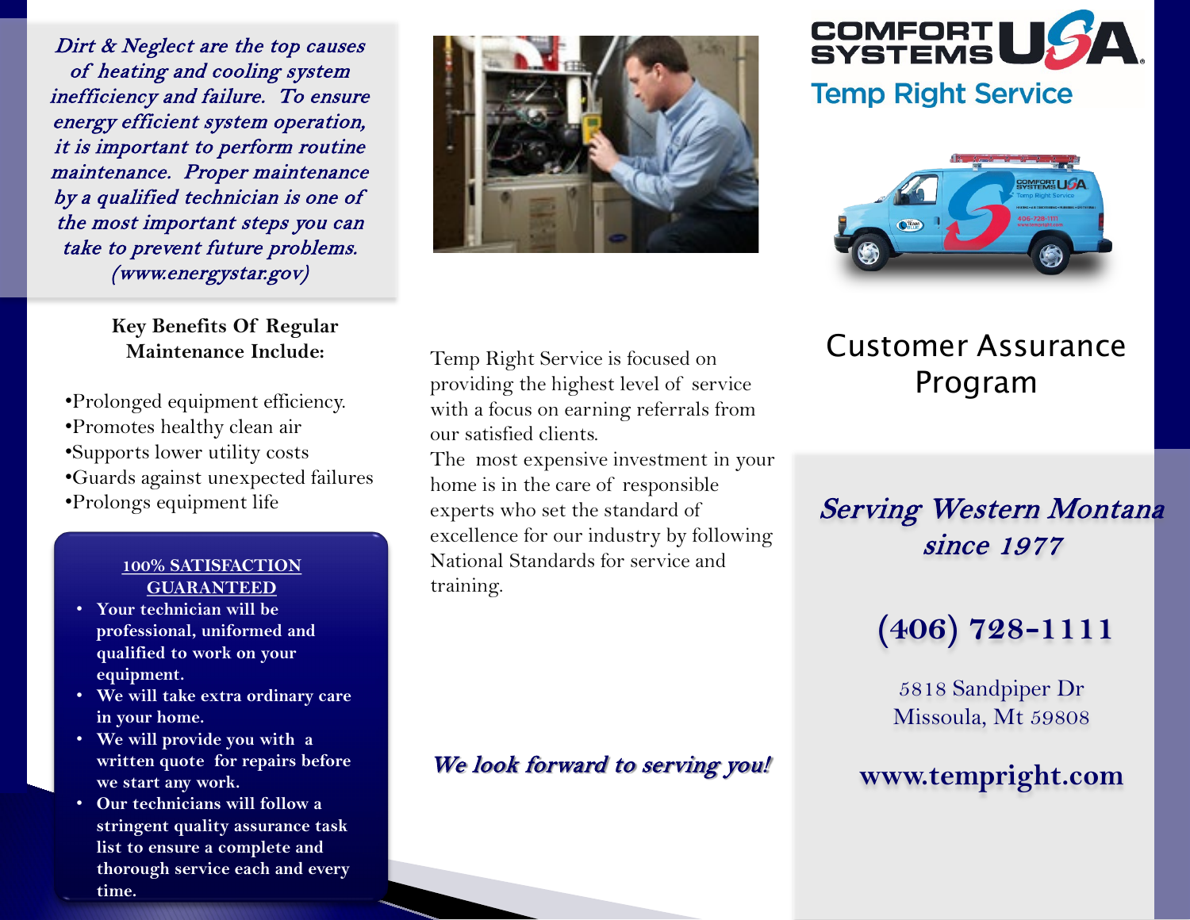*Dirt & Neglect are the top causes of heating and cooling system inefficiency and failure. To ensure energy efficient system operation, it is important to perform routine maintenance. Proper maintenance by a qualified technician is one of the most important steps you can take to prevent future problems. (www.energystar.gov)*

**Key Benefits Of Regular Maintenance Include:**

•Prolonged equipment efficiency.
•Promotes healthy clean air
•Supports lower utility costs
•Guards against unexpected failures
•Prolongs equipment life

**100% SATISFACTION GUARANTEED**

- **Your technician will be professional, uniformed and qualified to work on your equipment.**
- **We will take extra ordinary care in your home.**
- **We will provide you with a written quote for repairs before we start any work.**
- **Our technicians will follow a stringent quality assurance task list to ensure a complete and thorough service each and every time.**

Temp Right Service is focused on providing the highest level of service with a focus on earning referrals from our satisfied clients.
The most expensive investment in your home is in the care of responsible experts who set the standard of excellence for our industry by following National Standards for service and training.

***We look forward to serving you!***

COMFORT SYSTEMS USA

Temp Right Service

# Customer Assurance Program

***Serving Western Montana since 1977***

**(406) 728-1111**

5818 Sandpiper Dr
Missoula, Mt 59808

**www.tempright.com**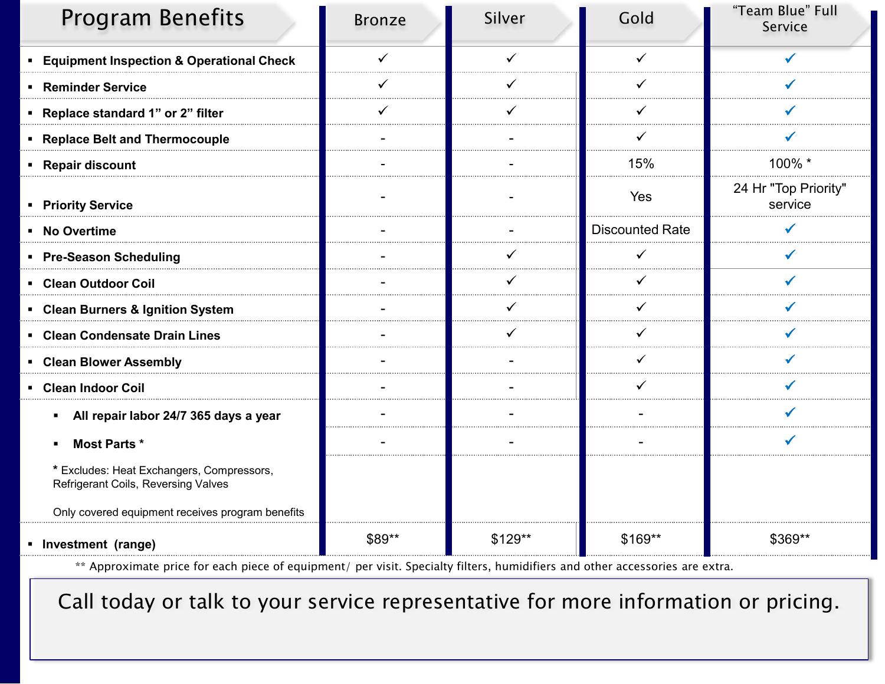| Program Benefits | Bronze | Silver | Gold | "Team Blue" Full Service |
|---|---|---|---|---|
| ▪ **Equipment Inspection & Operational Check** | ✓ | ✓ | ✓ | ✓ |
| ▪ **Reminder Service** | ✓ | ✓ | ✓ | ✓ |
| ▪ **Replace standard 1" or 2" filter** | ✓ | ✓ | ✓ | ✓ |
| ▪ **Replace Belt and Thermocouple** | - | - | ✓ | ✓ |
| ▪ **Repair discount** | - | - | 15% | 100% * |
| ▪ **Priority Service** | - | - | Yes | 24 Hr "Top Priority" service |
| ▪ **No Overtime** | - | - | Discounted Rate | ✓ |
| ▪ **Pre-Season Scheduling** | - | ✓ | ✓ | ✓ |
| ▪ **Clean Outdoor Coil** | - | ✓ | ✓ | ✓ |
| ▪ **Clean Burners & Ignition System** | - | ✓ | ✓ | ✓ |
| ▪ **Clean Condensate Drain Lines** | - | ✓ | ✓ | ✓ |
| ▪ **Clean Blower Assembly** | - | - | ✓ | ✓ |
| ▪ **Clean Indoor Coil** | - | - | ✓ | ✓ |
| ▪ **All repair labor 24/7 365 days a year** | - | - | - | ✓ |
| ▪ **Most Parts *** | - | - | - | ✓ |
| * Excludes: Heat Exchangers, Compressors, Refrigerant Coils, Reversing Valves<br><br>Only covered equipment receives program benefits | | | | |
| ▪ **Investment (range)** | $89** | $129** | $169** | $369** |

** Approximate price for each piece of equipment/ per visit. Specialty filters, humidifiers and other accessories are extra.

Call today or talk to your service representative for more information or pricing.